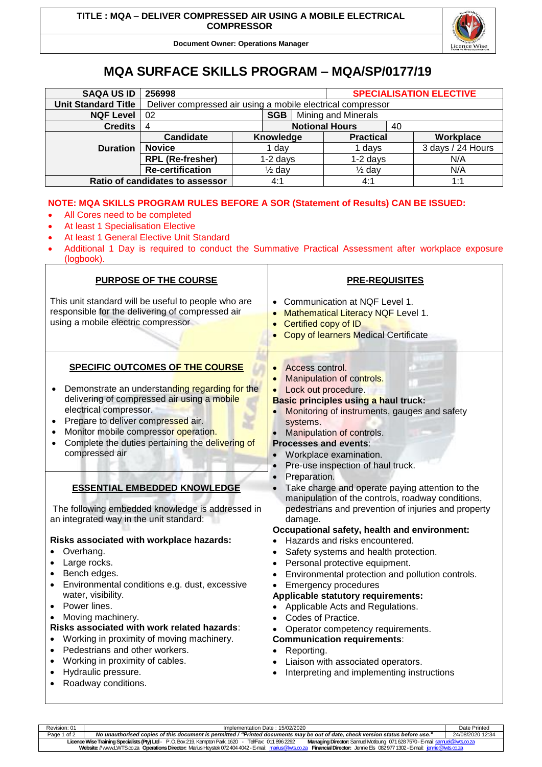**TITLE : MQA – DELIVER COMPRESSED AIR USING A MOBILE ELECTRICAL COMPRESSOR**

**Document Owner: Operations Manager**

# MQA SURFACE SKILLS PROGRAM – MQA/SP/0177/19

| | | | | | | |
|---|---|---|---|---|---|---|
| **SAQA US ID** | 256998 | | | **SPECIALISATION ELECTIVE** | | |
| **Unit Standard Title** | Deliver compressed air using a mobile electrical compressor | | | | | |
| **NQF Level** | 02 | | **SGB** | Mining and Minerals | | |
| **Credits** | 4 | | **Notional Hours** | | 40 | |
| **Duration** | **Candidate** | **Knowledge** | | **Practical** | | **Workplace** |
| | **Novice** | 1 day | | 1 days | | 3 days / 24 Hours |
| | **RPL (Re-fresher)** | 1-2 days | | 1-2 days | | N/A |
| | **Re-certification** | ½ day | | ½ day | | N/A |
| **Ratio of candidates to assessor** | | 4:1 | | 4:1 | | 1:1 |

**NOTE: MQA SKILLS PROGRAM RULES BEFORE A SOR (Statement of Results) CAN BE ISSUED:**

- All Cores need to be completed
- At least 1 Specialisation Elective
- At least 1 General Elective Unit Standard
- Additional 1 Day is required to conduct the Summative Practical Assessment after workplace exposure (logbook).

## PURPOSE OF THE COURSE

This unit standard will be useful to people who are responsible for the delivering of compressed air using a mobile electric compressor

## PRE-REQUISITES

- Communication at NQF Level 1.
- Mathematical Literacy NQF Level 1.
- Certified copy of ID
- Copy of learners Medical Certificate

## SPECIFIC OUTCOMES OF THE COURSE

- Demonstrate an understanding regarding for the delivering of compressed air using a mobile electrical compressor.
- Prepare to deliver compressed air.
- Monitor mobile compressor operation.
- Complete the duties pertaining the delivering of compressed air

## ESSENTIAL EMBEDDED KNOWLEDGE

The following embedded knowledge is addressed in an integrated way in the unit standard:

**Risks associated with workplace hazards:**

- Overhang.
- Large rocks.
- Bench edges.
- Environmental conditions e.g. dust, excessive water, visibility.
- Power lines.
- Moving machinery.

**Risks associated with work related hazards**:

- Working in proximity of moving machinery.
- Pedestrians and other workers.
- Working in proximity of cables.
- Hydraulic pressure.
- Roadway conditions.
- Access control.
- Manipulation of controls.
- Lock out procedure.

**Basic principles using a haul truck:**

- Monitoring of instruments, gauges and safety systems.
- Manipulation of controls.

**Processes and events**:

- Workplace examination.
- Pre-use inspection of haul truck.
- Preparation.
- Take charge and operate paying attention to the manipulation of the controls, roadway conditions, pedestrians and prevention of injuries and property damage.

**Occupational safety, health and environment:**

- Hazards and risks encountered.
- Safety systems and health protection.
- Personal protective equipment.
- Environmental protection and pollution controls.
- Emergency procedures

**Applicable statutory requirements:**

- Applicable Acts and Regulations.
- Codes of Practice.
- Operator competency requirements.

**Communication requirements**:

- Reporting.
- Liaison with associated operators.
- Interpreting and implementing instructions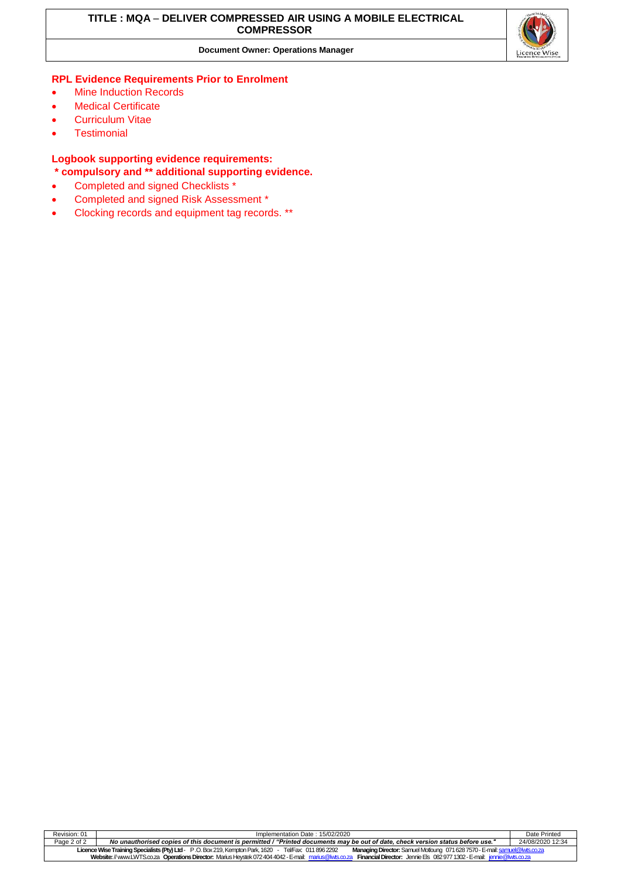### RPL Evidence Requirements Prior to Enrolment

- Mine Induction Records
- Medical Certificate
- Curriculum Vitae
- Testimonial

### Logbook supporting evidence requirements:

**\* compulsory and ** additional supporting evidence.**

- Completed and signed Checklists *
- Completed and signed Risk Assessment *
- Clocking records and equipment tag records. **